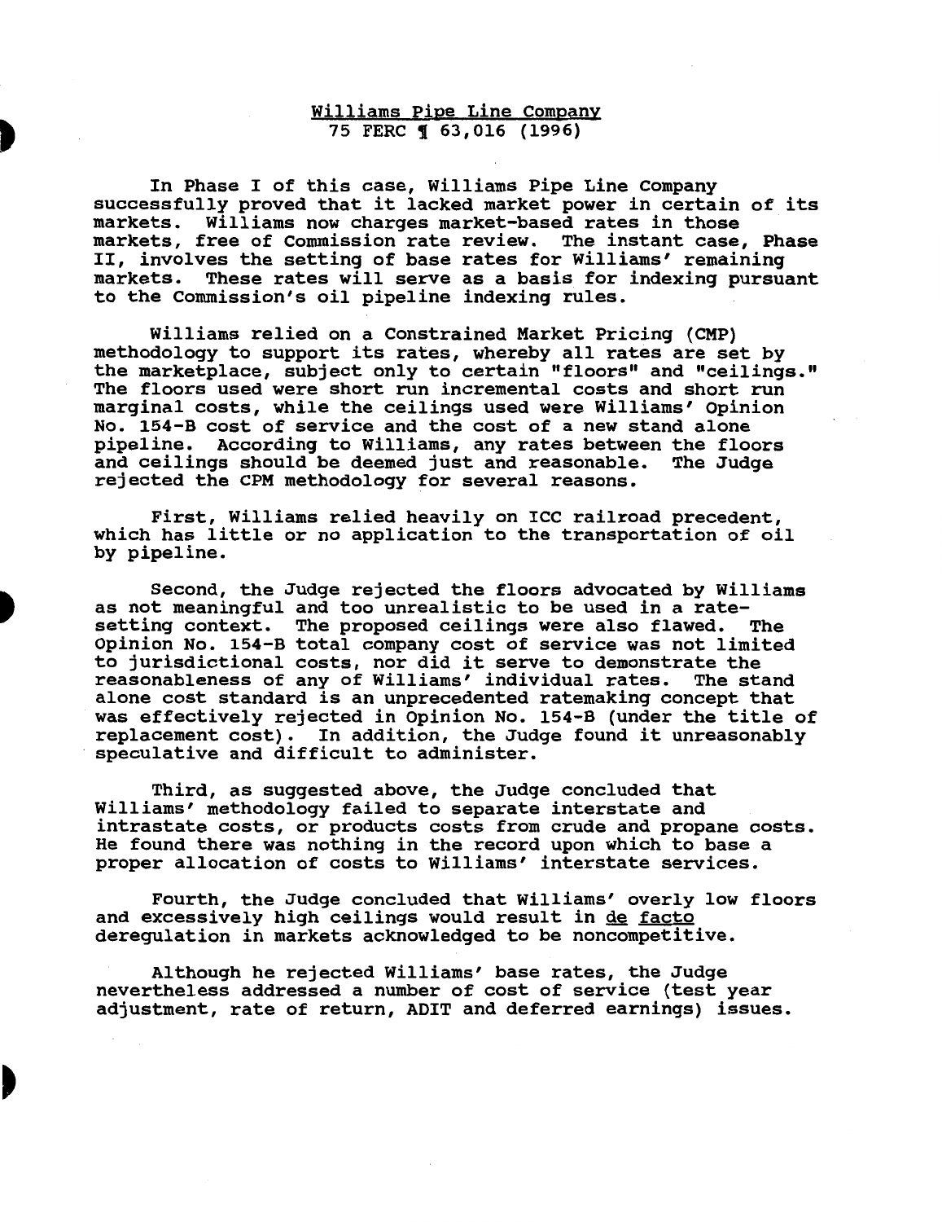<u>Williams Pipe Line Company</u>
75 FERC ¶ 63,016 (1996)

In Phase I of this case, Williams Pipe Line Company successfully proved that it lacked market power in certain of its markets. Williams now charges market-based rates in those markets, free of Commission rate review. The instant case, Phase II, involves the setting of base rates for Williams' remaining markets. These rates will serve as a basis for indexing pursuant to the Commission's oil pipeline indexing rules.

Williams relied on a Constrained Market Pricing (CMP) methodology to support its rates, whereby all rates are set by the marketplace, subject only to certain "floors" and "ceilings." The floors used were short run incremental costs and short run marginal costs, while the ceilings used were Williams' Opinion No. 154-B cost of service and the cost of a new stand alone pipeline. According to Williams, any rates between the floors and ceilings should be deemed just and reasonable. The Judge rejected the CPM methodology for several reasons.

First, Williams relied heavily on ICC railroad precedent, which has little or no application to the transportation of oil by pipeline.

Second, the Judge rejected the floors advocated by Williams as not meaningful and too unrealistic to be used in a rate-setting context. The proposed ceilings were also flawed. The Opinion No. 154-B total company cost of service was not limited to jurisdictional costs, nor did it serve to demonstrate the reasonableness of any of Williams' individual rates. The stand alone cost standard is an unprecedented ratemaking concept that was effectively rejected in Opinion No. 154-B (under the title of replacement cost). In addition, the Judge found it unreasonably speculative and difficult to administer.

Third, as suggested above, the Judge concluded that Williams' methodology failed to separate interstate and intrastate costs, or products costs from crude and propane costs. He found there was nothing in the record upon which to base a proper allocation of costs to Williams' interstate services.

Fourth, the Judge concluded that Williams' overly low floors and excessively high ceilings would result in <u>de facto</u> deregulation in markets acknowledged to be noncompetitive.

Although he rejected Williams' base rates, the Judge nevertheless addressed a number of cost of service (test year adjustment, rate of return, ADIT and deferred earnings) issues.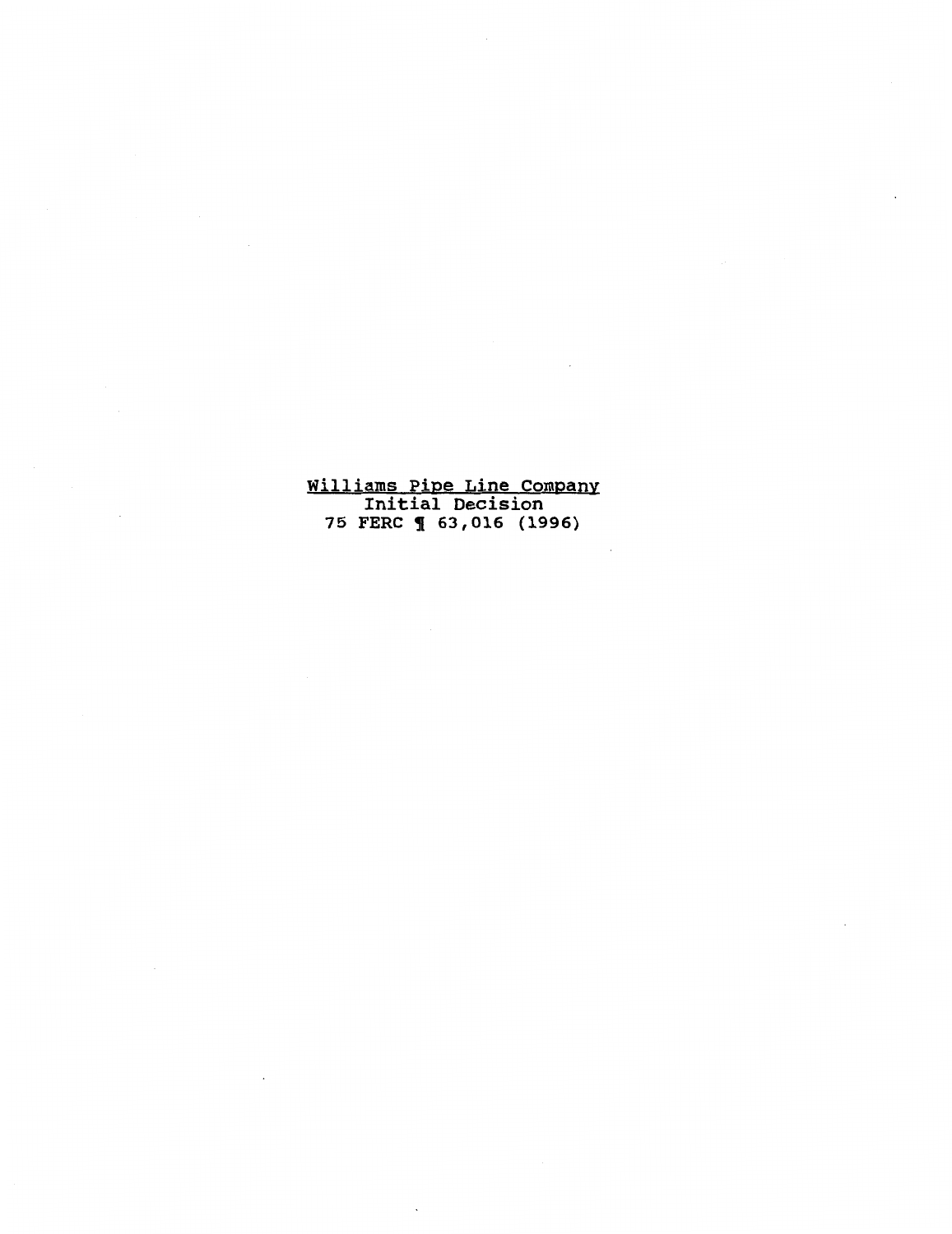<u>Williams Pipe Line Company</u>
Initial Decision
75 FERC ¶ 63,016 (1996)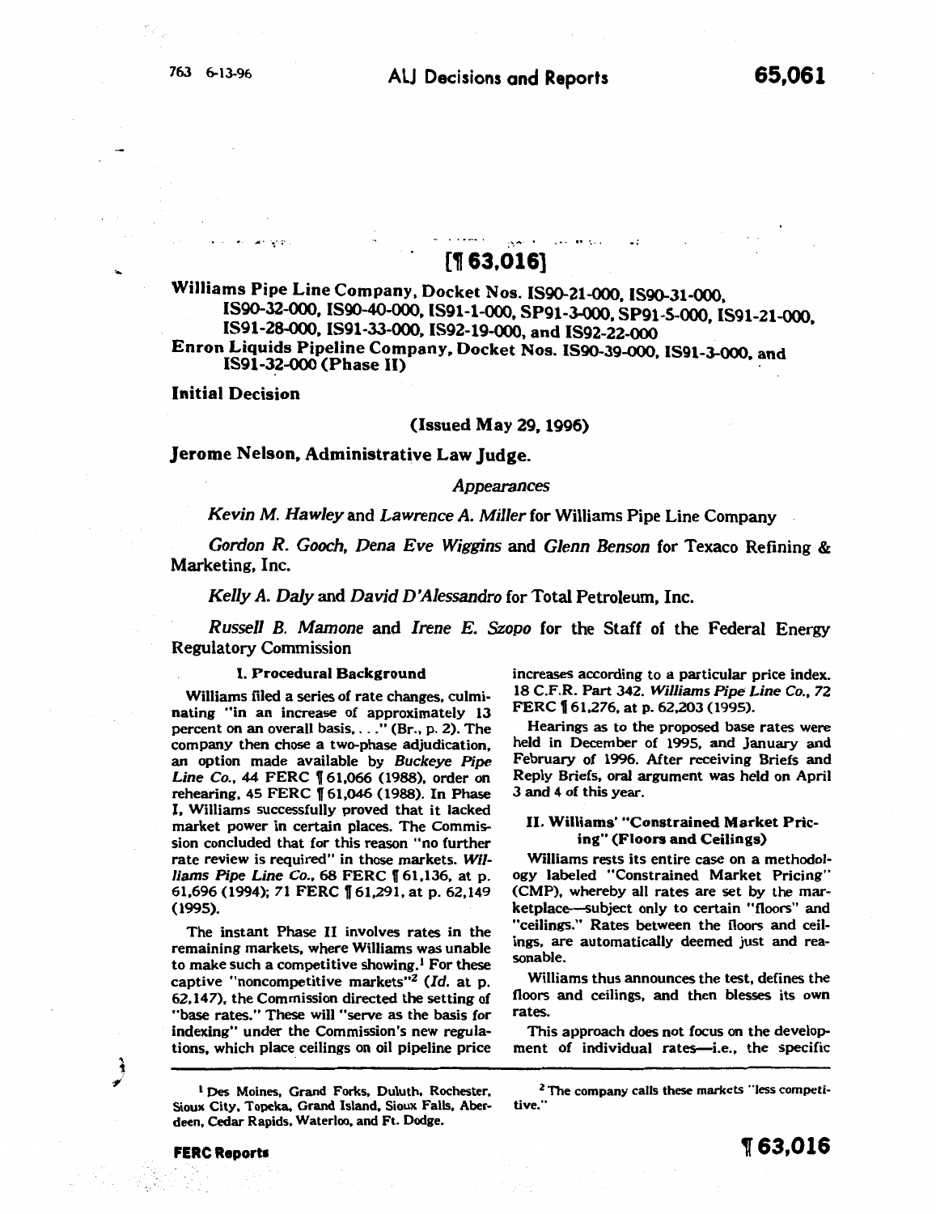# [¶ 63,016]

**Williams Pipe Line Company, Docket Nos. IS90-21-000, IS90-31-000, IS90-32-000, IS90-40-000, IS91-1-000, SP91-3-000, SP91-5-000, IS91-21-000, IS91-28-000, IS91-33-000, IS92-19-000, and IS92-22-000**

**Enron Liquids Pipeline Company, Docket Nos. IS90-39-000, IS91-3-000, and IS91-32-000 (Phase II)**

**Initial Decision**

**(Issued May 29, 1996)**

**Jerome Nelson, Administrative Law Judge.**

*Appearances*

*Kevin M. Hawley* and *Lawrence A. Miller* for Williams Pipe Line Company

*Gordon R. Gooch, Dena Eve Wiggins* and *Glenn Benson* for Texaco Refining & Marketing, Inc.

*Kelly A. Daly* and *David D'Alessandro* for Total Petroleum, Inc.

*Russell B. Mamone* and *Irene E. Szopo* for the Staff of the Federal Energy Regulatory Commission

## I. Procedural Background

Williams filed a series of rate changes, culminating "in an increase of approximately 13 percent on an overall basis, . . ." (Br., p. 2). The company then chose a two-phase adjudication, an option made available by *Buckeye Pipe Line Co.*, 44 FERC ¶ 61,066 (1988), order on rehearing, 45 FERC ¶ 61,046 (1988). In Phase I, Williams successfully proved that it lacked market power in certain places. The Commission concluded that for this reason "no further rate review is required" in those markets. *Williams Pipe Line Co.*, 68 FERC ¶ 61,136, at p. 61,696 (1994); 71 FERC ¶ 61,291, at p. 62,149 (1995).

The instant Phase II involves rates in the remaining markets, where Williams was unable to make such a competitive showing.[1] For these captive "noncompetitive markets"[2] (*Id.* at p. 62,147), the Commission directed the setting of "base rates." These will "serve as the basis for indexing" under the Commission's new regulations, which place ceilings on oil pipeline price increases according to a particular price index. 18 C.F.R. Part 342. *Williams Pipe Line Co.*, 72 FERC ¶ 61,276, at p. 62,203 (1995).

Hearings as to the proposed base rates were held in December of 1995, and January and February of 1996. After receiving Briefs and Reply Briefs, oral argument was held on April 3 and 4 of this year.

## II. Williams' "Constrained Market Pricing" (Floors and Ceilings)

Williams rests its entire case on a methodology labeled "Constrained Market Pricing" (CMP), whereby all rates are set by the marketplace—subject only to certain "floors" and "ceilings." Rates between the floors and ceilings, are automatically deemed just and reasonable.

Williams thus announces the test, defines the floors and ceilings, and then blesses its own rates.

This approach does not focus on the development of individual rates—i.e., the specific

---

[1] Des Moines, Grand Forks, Duluth, Rochester, Sioux City, Topeka, Grand Island, Sioux Falls, Aberdeen, Cedar Rapids, Waterloo, and Ft. Dodge.

[2] The company calls these markets "less competitive."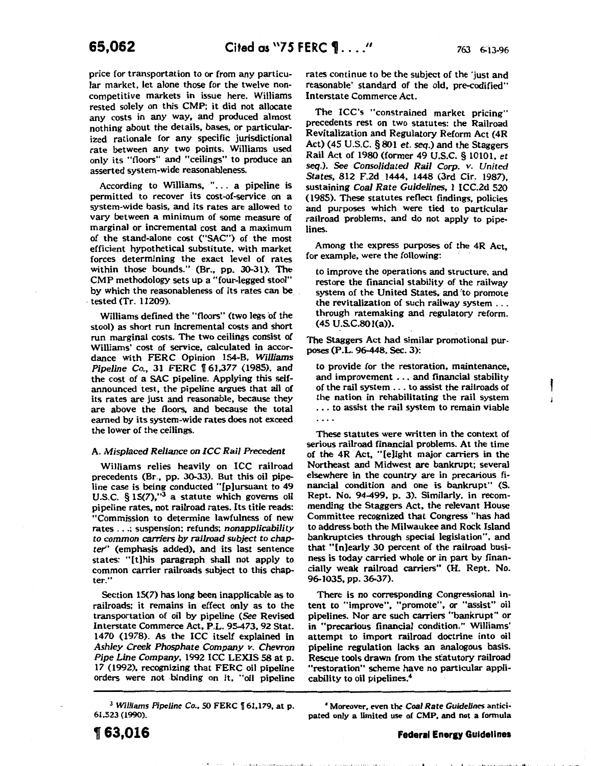price for transportation to or from any particular market, let alone those for the twelve noncompetitive markets in issue here. Williams rested solely on this CMP; it did not allocate any costs in any way, and produced almost nothing about the details, bases, or particularized rationale for any specific jurisdictional rate between any two points. Williams used only its "floors" and "ceilings" to produce an asserted system-wide reasonableness.

According to Williams, "... a pipeline is permitted to recover its cost-of-service on a system-wide basis, and its rates are allowed to vary between a minimum of some measure of marginal or incremental cost and a maximum of the stand-alone cost ("SAC") of the most efficient hypothetical substitute, with market forces determining the exact level of rates within those bounds." (Br., pp. 30-31). The CMP methodology sets up a "four-legged stool" by which the reasonableness of its rates can be tested (Tr. 11209).

Williams defined the "floors" (two legs of the stool) as short run incremental costs and short run marginal costs. The two ceilings consist of Williams' cost of service, calculated in accordance with FERC Opinion 154-B, *Williams Pipeline Co.*, 31 FERC ¶ 61,377 (1985), and the cost of a SAC pipeline. Applying this self-announced test, the pipeline argues that all of its rates are just and reasonable, because they are above the floors, and because the total earned by its system-wide rates does not exceed the lower of the ceilings.

### A. *Misplaced Reliance on ICC Rail Precedent*

Williams relies heavily on ICC railroad precedents (Br., pp. 30-33). But this oil pipeline case is being conducted "[p]ursuant to 49 U.S.C. § 15(7),"[3] a statute which governs oil pipeline rates, not railroad rates. Its title reads: "Commission to determine lawfulness of new rates ...; suspension; refunds; *nonapplicability to common carriers by railroad subject to chapter*" (emphasis added), and its last sentence states: "[t]his paragraph shall not apply to common carrier railroads subject to this chapter."

Section 15(7) has long been inapplicable as to railroads; it remains in effect only as to the transportation of oil by pipeline (*See* Revised Interstate Commerce Act, P.L. 95-473, 92 Stat. 1470 (1978). As the ICC itself explained in *Ashley Creek Phosphate Company v. Chevron Pipe Line Company*, 1992 ICC LEXIS 58 at p. 17 (1992), recognizing that FERC oil pipeline orders were not binding on it, "oil pipeline rates continue to be the subject of the 'just and reasonable' standard of the old, pre-codified" Interstate Commerce Act.

The ICC's "constrained market pricing" precedents rest on two statutes: the Railroad Revitalization and Regulatory Reform Act (4R Act) (45 U.S.C. § 801 *et. seq.*) and the Staggers Rail Act of 1980 (former 49 U.S.C. § 10101, *et seq.*). *See Consolidated Rail Corp. v. United States*, 812 F.2d 1444, 1448 (3rd Cir. 1987), sustaining *Coal Rate Guidelines*, 1 ICC.2d 520 (1985). These statutes reflect findings, policies and purposes which were tied to particular railroad problems, and do not apply to pipelines.

Among the express purposes of the 4R Act, for example, were the following:

> to improve the operations and structure, and restore the financial stability of the railway system of the United States, and to promote the revitalization of such railway system ... through ratemaking and regulatory reform. (45 U.S.C.801(a)).

The Staggers Act had similar promotional purposes (P.L. 96-448, Sec. 3):

> to provide for the restoration, maintenance, and improvement ... and financial stability of the rail system ... to assist the railroads of the nation in rehabilitating the rail system ... to assist the rail system to remain viable ....

These statutes were written in the context of serious railroad financial problems. At the time of the 4R Act, "[e]ight major carriers in the Northeast and Midwest are bankrupt; several elsewhere in the country are in precarious financial condition and one is bankrupt" (S. Rept. No. 94-499, p. 3). Similarly, in recommending the Staggers Act, the relevant House Committee recognized that Congress "has had to address both the Milwaukee and Rock Island bankruptcies through special legislation", and that "[n]early 30 percent of the railroad business is today carried whole or in part by financially weak railroad carriers" (H. Rept. No. 96-1035, pp. 36-37).

There is no corresponding Congressional intent to "improve", "promote", or "assist" oil pipelines. Nor are such carriers "bankrupt" or in "precarious financial condition." Williams' attempt to import railroad doctrine into oil pipeline regulation lacks an analogous basis. Rescue tools drawn from the statutory railroad "restoration" scheme have no particular applicability to oil pipelines.[4]

---

[3] *Williams Pipeline Co.*, 50 FERC ¶ 61,179, at p. 61,523 (1990).

[4] Moreover, even the *Coal Rate Guidelines* anticipated only a limited use of CMP, and not a formula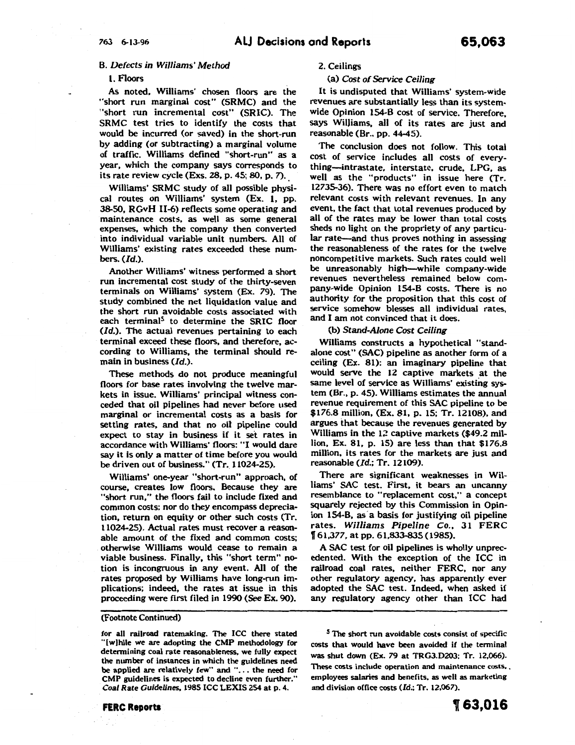### B. *Defects in Williams' Method*

#### 1. Floors

As noted, Williams' chosen floors are the "short run marginal cost" (SRMC) and the "short run incremental cost" (SRIC). The SRMC test tries to identify the costs that would be incurred (or saved) in the short-run by adding (or subtracting) a marginal volume of traffic. Williams defined "short-run" as a year, which the company says corresponds to its rate review cycle (Exs. 28, p. 45; 80, p. 7).

Williams' SRMC study of all possible physical routes on Williams' system (Ex. 1, pp. 38-50, RGvH II-6) reflects some operating and maintenance costs, as well as some general expenses, which the company then converted into individual variable unit numbers. All of Williams' existing rates exceeded these numbers. (*Id.*).

Another Williams' witness performed a short run incremental cost study of the thirty-seven terminals on Williams' system (Ex. 79). The study combined the net liquidation value and the short run avoidable costs associated with each terminal[5] to determine the SRIC floor (*Id.*). The actual revenues pertaining to each terminal exceed these floors, and therefore, according to Williams, the terminal should remain in business (*Id.*).

These methods do not produce meaningful floors for base rates involving the twelve markets in issue. Williams' principal witness conceded that oil pipelines had never before used marginal or incremental costs as a basis for setting rates, and that no oil pipeline could expect to stay in business if it set rates in accordance with Williams' floors: "I would dare say it is only a matter of time before you would be driven out of business." (Tr. 11024-25).

Williams' one-year "short-run" approach, of course, creates low floors. Because they are "short run," the floors fail to include fixed and common costs; nor do they encompass depreciation, return on equity or other such costs (Tr. 11024-25). Actual rates must recover a reasonable amount of the fixed and common costs; otherwise Williams would cease to remain a viable business. Finally, this "short term" notion is incongruous in any event. All of the rates proposed by Williams have long-run implications; indeed, the rates at issue in this proceeding were first filed in 1990 (*See* Ex. 90).

#### 2. Ceilings

##### (a) *Cost of Service Ceiling*

It is undisputed that Williams' system-wide revenues are substantially less than its system-wide Opinion 154-B cost of service. Therefore, says Williams, all of its rates are just and reasonable (Br., pp. 44-45).

The conclusion does not follow. This total cost of service includes all costs of everything—intrastate, interstate, crude, LPG, as well as the "products" in issue here (Tr. 12735-36). There was no effort even to match relevant costs with relevant revenues. In any event, the fact that total revenues produced by all of the rates may be lower than total costs sheds no light on the propriety of any particular rate—and thus proves nothing in assessing the reasonableness of the rates for the twelve noncompetitive markets. Such rates could well be unreasonably high—while company-wide revenues nevertheless remained below company-wide Opinion 154-B costs. There is no authority for the proposition that this cost of service somehow blesses all individual rates, and I am not convinced that it does.

##### (b) *Stand-Alone Cost Ceiling*

Williams constructs a hypothetical "stand-alone cost" (SAC) pipeline as another form of a ceiling (Ex. 81): an imaginary pipeline that would serve the 12 captive markets at the same level of service as Williams' existing system (Br., p. 45). Williams estimates the annual revenue requirement of this SAC pipeline to be $176.8 million, (Ex. 81, p. 15; Tr. 12108), and argues that because the revenues generated by Williams in the 12 captive markets ($49.2 million, Ex. 81, p. 15) are less than that $176.8 million, its rates for the markets are just and reasonable (*Id.*; Tr. 12109).

There are significant weaknesses in Williams' SAC test. First, it bears an uncanny resemblance to "replacement cost," a concept squarely rejected by this Commission in Opinion 154-B, as a basis for justifying oil pipeline rates. *Williams Pipeline Co.*, 31 FERC ¶ 61,377, at pp. 61,833-835 (1985).

A SAC test for oil pipelines is wholly unprecedented. With the exception of the ICC in railroad coal rates, neither FERC, nor any other regulatory agency, has apparently ever adopted the SAC test. Indeed, when asked if any regulatory agency other than ICC had

---

(Footnote Continued)

for all railroad ratemaking. The ICC there stated "[w]hile we are adopting the CMP methodology for determining coal rate reasonableness, we fully expect the number of instances in which the guidelines need be applied are relatively few" and "... the need for CMP guidelines is expected to decline even further." *Coal Rate Guidelines*, 1985 ICC LEXIS 254 at p. 4.

[5] The short run avoidable costs consist of specific costs that would have been avoided if the terminal was shut down (Ex. 79 at TRG3.D203; Tr. 12,066). These costs include operation and maintenance costs, employees salaries and benefits, as well as marketing and division office costs (*Id.*; Tr. 12,067).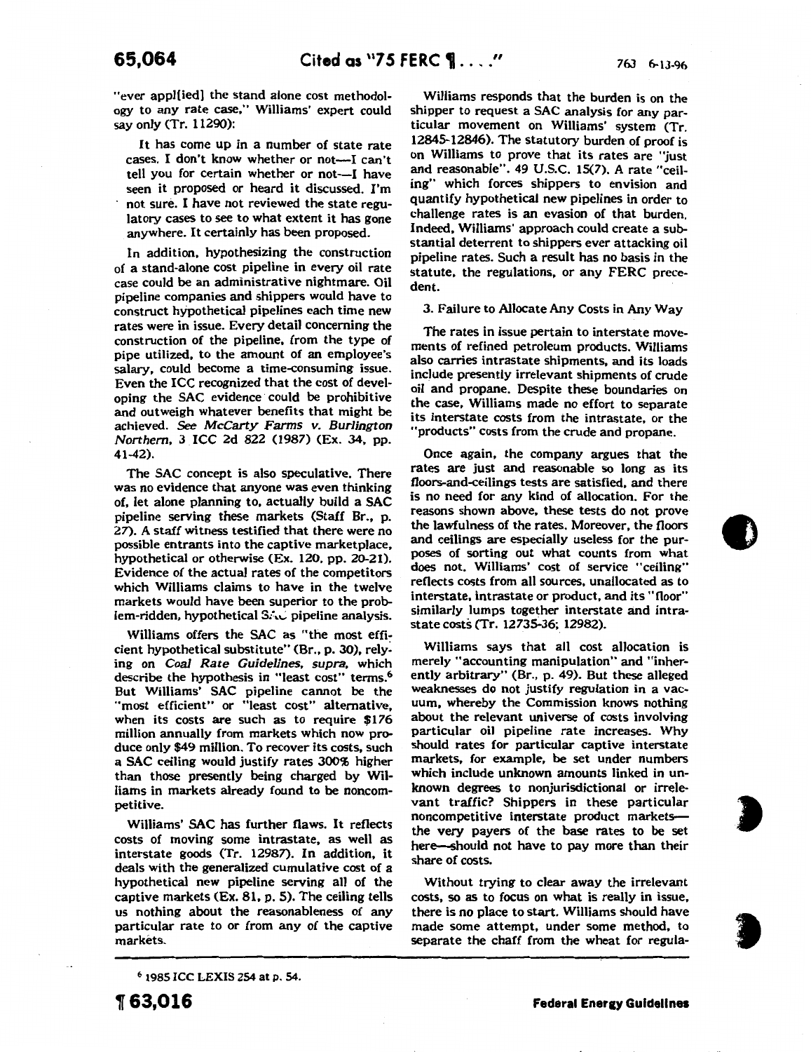"ever appl[ied] the stand alone cost methodology to any rate case," Williams' expert could say only (Tr. 11290):

> It has come up in a number of state rate cases. I don't know whether or not—I can't tell you for certain whether or not—I have seen it proposed or heard it discussed. I'm not sure. I have not reviewed the state regulatory cases to see to what extent it has gone anywhere. It certainly has been proposed.

In addition, hypothesizing the construction of a stand-alone cost pipeline in every oil rate case could be an administrative nightmare. Oil pipeline companies and shippers would have to construct hypothetical pipelines each time new rates were in issue. Every detail concerning the construction of the pipeline, from the type of pipe utilized, to the amount of an employee's salary, could become a time-consuming issue. Even the ICC recognized that the cost of developing the SAC evidence could be prohibitive and outweigh whatever benefits that might be achieved. *See McCarty Farms v. Burlington Northern*, 3 ICC 2d 822 (1987) (Ex. 34, pp. 41-42).

The SAC concept is also speculative. There was no evidence that anyone was even thinking of, let alone planning to, actually build a SAC pipeline serving these markets (Staff Br., p. 27). A staff witness testified that there were no possible entrants into the captive marketplace, hypothetical or otherwise (Ex. 120, pp. 20-21). Evidence of the actual rates of the competitors which Williams claims to have in the twelve markets would have been superior to the problem-ridden, hypothetical SAC pipeline analysis.

Williams offers the SAC as "the most efficient hypothetical substitute" (Br., p. 30), relying on *Coal Rate Guidelines, supra*, which describe the hypothesis in "least cost" terms.[6] But Williams' SAC pipeline cannot be the "most efficient" or "least cost" alternative, when its costs are such as to require $176 million annually from markets which now produce only $49 million. To recover its costs, such a SAC ceiling would justify rates 300% higher than those presently being charged by Williams in markets already found to be noncompetitive.

Williams' SAC has further flaws. It reflects costs of moving some intrastate, as well as interstate goods (Tr. 12987). In addition, it deals with the generalized cumulative cost of a hypothetical new pipeline serving all of the captive markets (Ex. 81, p. 5). The ceiling tells us nothing about the reasonableness of any particular rate to or from any of the captive markets.

Williams responds that the burden is on the shipper to request a SAC analysis for any particular movement on Williams' system (Tr. 12845-12846). The statutory burden of proof is on Williams to prove that its rates are "just and reasonable". 49 U.S.C. 15(7). A rate "ceiling" which forces shippers to envision and quantify hypothetical new pipelines in order to challenge rates is an evasion of that burden. Indeed, Williams' approach could create a substantial deterrent to shippers ever attacking oil pipeline rates. Such a result has no basis in the statute, the regulations, or any FERC precedent.

### 3. Failure to Allocate Any Costs in Any Way

The rates in issue pertain to interstate movements of refined petroleum products. Williams also carries intrastate shipments, and its loads include presently irrelevant shipments of crude oil and propane. Despite these boundaries on the case, Williams made no effort to separate its interstate costs from the intrastate, or the "products" costs from the crude and propane.

Once again, the company argues that the rates are just and reasonable so long as its floors-and-ceilings tests are satisfied, and there is no need for any kind of allocation. For the reasons shown above, these tests do not prove the lawfulness of the rates. Moreover, the floors and ceilings are especially useless for the purposes of sorting out what counts from what does not. Williams' cost of service "ceiling" reflects costs from all sources, unallocated as to interstate, intrastate or product, and its "floor" similarly lumps together interstate and intrastate costs (Tr. 12735-36; 12982).

Williams says that all cost allocation is merely "accounting manipulation" and "inherently arbitrary" (Br., p. 49). But these alleged weaknesses do not justify regulation in a vacuum, whereby the Commission knows nothing about the relevant universe of costs involving particular oil pipeline rate increases. Why should rates for particular captive interstate markets, for example, be set under numbers which include unknown amounts linked in unknown degrees to nonjurisdictional or irrelevant traffic? Shippers in these particular noncompetitive interstate product markets—the very payers of the base rates to be set here—should not have to pay more than their share of costs.

Without trying to clear away the irrelevant costs, so as to focus on what is really in issue, there is no place to start. Williams should have made some attempt, under some method, to separate the chaff from the wheat for regula-

---

[6] 1985 ICC LEXIS 254 at p. 54.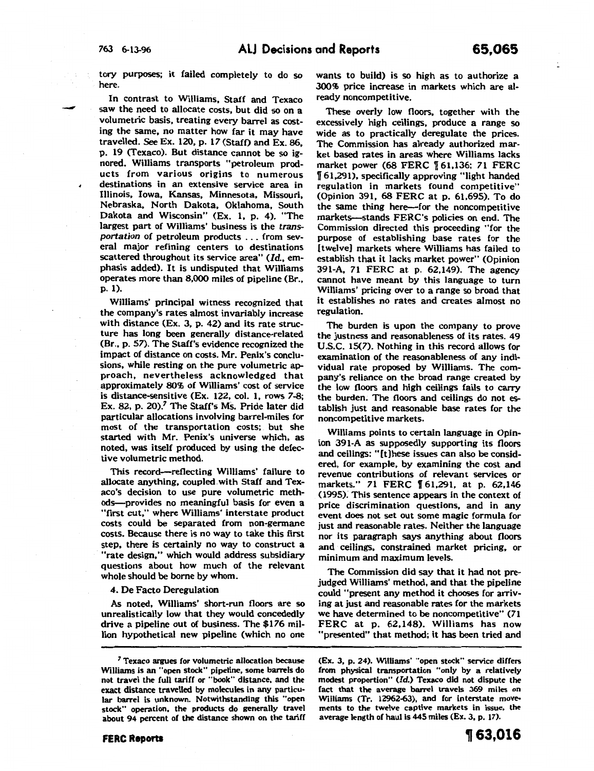tory purposes; it failed completely to do so here.

In contrast to Williams, Staff and Texaco saw the need to allocate costs, but did so on a volumetric basis, treating every barrel as costing the same, no matter how far it may have travelled. *See* Ex. 120, p. 17 (Staff) and Ex. 86, p. 19 (Texaco). But distance cannot be so ignored. Williams transports "petroleum products from various origins to numerous destinations in an extensive service area in Illinois, Iowa, Kansas, Minnesota, Missouri, Nebraska, North Dakota, Oklahoma, South Dakota and Wisconsin" (Ex. 1, p. 4). "The largest part of Williams' business is the *transportation* of petroleum products . . . from several major refining centers to destinations scattered throughout its service area" (*Id.*, emphasis added). It is undisputed that Williams operates more than 8,000 miles of pipeline (Br., p. 1).

Williams' principal witness recognized that the company's rates almost invariably increase with distance (Ex. 3, p. 42) and its rate structure has long been generally distance-related (Br., p. 57). The Staff's evidence recognized the impact of distance on costs. Mr. Penix's conclusions, while resting on the pure volumetric approach, nevertheless acknowledged that approximately 80% of Williams' cost of service is distance-sensitive (Ex. 122, col. 1, rows 7-8; Ex. 82, p. 20).[7] The Staff's Ms. Pride later did particular allocations involving barrel-miles for most of the transportation costs; but she started with Mr. Penix's universe which, as noted, was itself produced by using the defective volumetric method.

This record—reflecting Williams' failure to allocate anything, coupled with Staff and Texaco's decision to use pure volumetric methods—provides no meaningful basis for even a "first cut," where Williams' interstate product costs could be separated from non-germane costs. Because there is no way to take this first step, there is certainly no way to construct a "rate design," which would address subsidiary questions about how much of the relevant whole should be borne by whom.

4. De Facto Deregulation

As noted, Williams' short-run floors are so unrealistically low that they would concededly drive a pipeline out of business. The $176 million hypothetical new pipeline (which no one wants to build) is so high as to authorize a 300% price increase in markets which are already noncompetitive.

These overly low floors, together with the excessively high ceilings, produce a range so wide as to practically deregulate the prices. The Commission has already authorized market based rates in areas where Williams lacks market power (68 FERC ¶ 61,136; 71 FERC ¶ 61,291), specifically approving "light handed regulation in markets found competitive" (Opinion 391, 68 FERC at p. 61,695). To do the same thing here—for the noncompetitive markets—stands FERC's policies on end. The Commission directed this proceeding "for the purpose of establishing base rates for the [twelve] markets where Williams has failed to establish that it lacks market power" (Opinion 391-A, 71 FERC at p. 62,149). The agency cannot have meant by this language to turn Williams' pricing over to a range so broad that it establishes no rates and creates almost no regulation.

The burden is upon the company to prove the justness and reasonableness of its rates. 49 U.S.C. 15(7). Nothing in this record allows for examination of the reasonableness of any individual rate proposed by Williams. The company's reliance on the broad range created by the low floors and high ceilings fails to carry the burden. The floors and ceilings do not establish just and reasonable base rates for the noncompetitive markets.

Williams points to certain language in Opinion 391-A as supposedly supporting its floors and ceilings: "[t]hese issues can also be considered, for example, by examining the cost and revenue contributions of relevant services or markets." 71 FERC ¶ 61,291, at p. 62,146 (1995). This sentence appears in the context of price discrimination questions, and in any event does not set out some magic formula for just and reasonable rates. Neither the language nor its paragraph says anything about floors and ceilings, constrained market pricing, or minimum and maximum levels.

The Commission did say that it had not prejudged Williams' method, and that the pipeline could "present any method it chooses for arriving at just and reasonable rates for the markets we have determined to be noncompetitive" (71 FERC at p. 62,148). Williams has now "presented" that method; it has been tried and

[7] Texaco argues for volumetric allocation because Williams is an "open stock" pipeline, some barrels do not travel the full tariff or "book" distance, and the exact distance travelled by molecules in any particular barrel is unknown. Notwithstanding this "open stock" operation, the products do generally travel about 94 percent of the distance shown on the tariff (Ex. 3, p. 24). Williams' "open stock" service differs from physical transportation "only by a relatively modest proportion" (*Id.*) Texaco did not dispute the fact that the average barrel travels 369 miles on Williams (Tr. 12962-63), and for interstate movements to the twelve captive markets in issue, the average length of haul is 445 miles (Ex. 3, p. 17).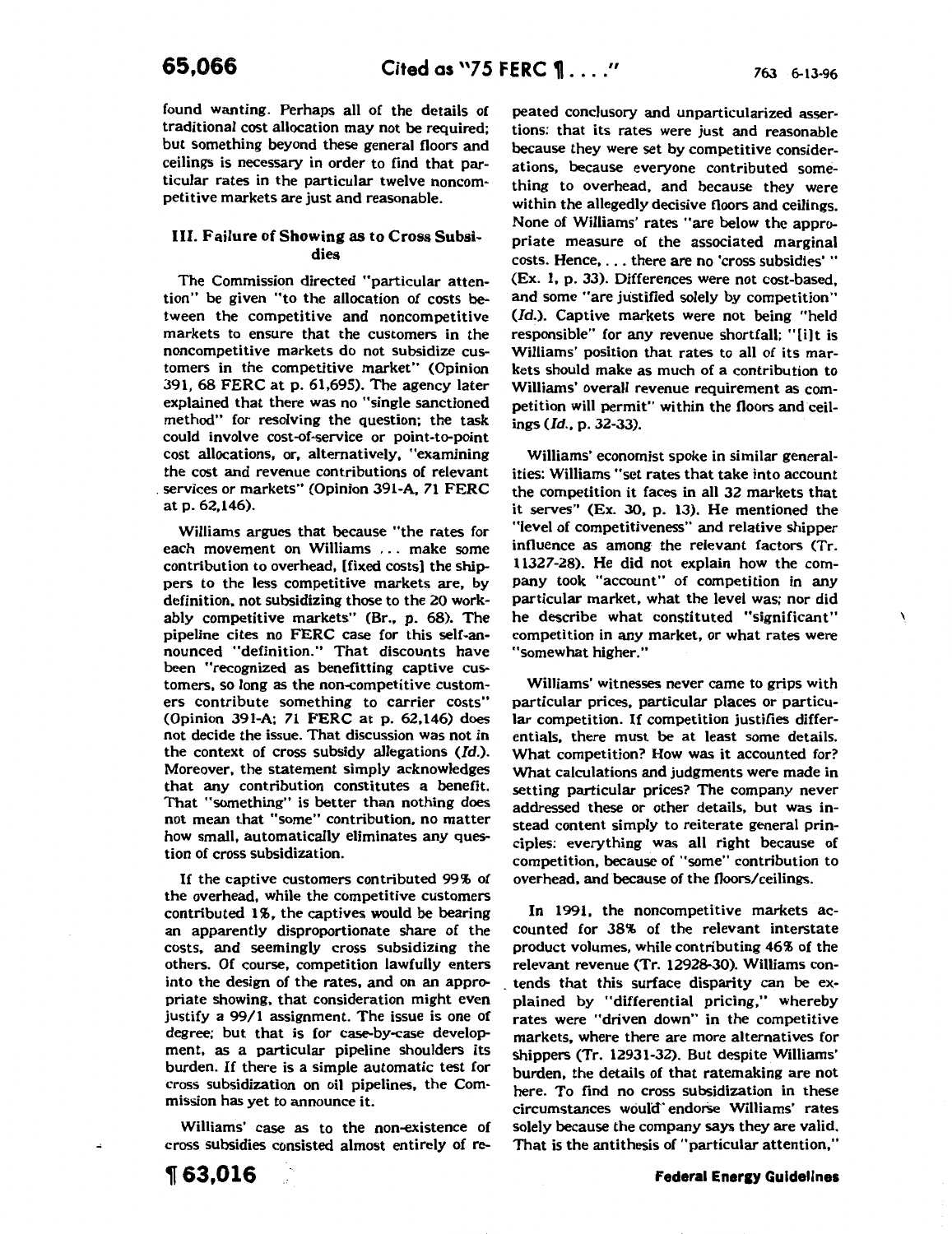found wanting. Perhaps all of the details of traditional cost allocation may not be required; but something beyond these general floors and ceilings is necessary in order to find that particular rates in the particular twelve noncompetitive markets are just and reasonable.

### III. Failure of Showing as to Cross Subsidies

The Commission directed "particular attention" be given "to the allocation of costs between the competitive and noncompetitive markets to ensure that the customers in the noncompetitive markets do not subsidize customers in the competitive market" (Opinion 391, 68 FERC at p. 61,695). The agency later explained that there was no "single sanctioned method" for resolving the question; the task could involve cost-of-service or point-to-point cost allocations, or, alternatively, "examining the cost and revenue contributions of relevant services or markets" (Opinion 391-A, 71 FERC at p. 62,146).

Williams argues that because "the rates for each movement on Williams ... make some contribution to overhead, [fixed costs] the shippers to the less competitive markets are, by definition, not subsidizing those to the 20 workably competitive markets" (Br., p. 68). The pipeline cites no FERC case for this self-announced "definition." That discounts have been "recognized as benefitting captive customers, so long as the non-competitive customers contribute something to carrier costs" (Opinion 391-A; 71 FERC at p. 62,146) does not decide the issue. That discussion was not in the context of cross subsidy allegations (*Id.*). Moreover, the statement simply acknowledges that any contribution constitutes a benefit. That "something" is better than nothing does not mean that "some" contribution, no matter how small, automatically eliminates any question of cross subsidization.

If the captive customers contributed 99% of the overhead, while the competitive customers contributed 1%, the captives would be bearing an apparently disproportionate share of the costs, and seemingly cross subsidizing the others. Of course, competition lawfully enters into the design of the rates, and on an appropriate showing, that consideration might even justify a 99/1 assignment. The issue is one of degree; but that is for case-by-case development, as a particular pipeline shoulders its burden. If there is a simple automatic test for cross subsidization on oil pipelines, the Commission has yet to announce it.

Williams' case as to the non-existence of cross subsidies consisted almost entirely of repeated conclusory and unparticularized assertions: that its rates were just and reasonable because they were set by competitive considerations, because everyone contributed something to overhead, and because they were within the allegedly decisive floors and ceilings. None of Williams' rates "are below the appropriate measure of the associated marginal costs. Hence, ... there are no 'cross subsidies' " (Ex. 1, p. 33). Differences were not cost-based, and some "are justified solely by competition" (*Id.*). Captive markets were not being "held responsible" for any revenue shortfall; "[i]t is Williams' position that rates to all of its markets should make as much of a contribution to Williams' overall revenue requirement as competition will permit" within the floors and ceilings (*Id.*, p. 32-33).

Williams' economist spoke in similar generalities: Williams "set rates that take into account the competition it faces in all 32 markets that it serves" (Ex. 30, p. 13). He mentioned the "level of competitiveness" and relative shipper influence as among the relevant factors (Tr. 11327-28). He did not explain how the company took "account" of competition in any particular market, what the level was; nor did he describe what constituted "significant" competition in any market, or what rates were "somewhat higher."

Williams' witnesses never came to grips with particular prices, particular places or particular competition. If competition justifies differentials, there must be at least some details. What competition? How was it accounted for? What calculations and judgments were made in setting particular prices? The company never addressed these or other details, but was instead content simply to reiterate general principles: everything was all right because of competition, because of "some" contribution to overhead, and because of the floors/ceilings.

In 1991, the noncompetitive markets accounted for 38% of the relevant interstate product volumes, while contributing 46% of the relevant revenue (Tr. 12928-30). Williams contends that this surface disparity can be explained by "differential pricing," whereby rates were "driven down" in the competitive markets, where there are more alternatives for shippers (Tr. 12931-32). But despite Williams' burden, the details of that ratemaking are not here. To find no cross subsidization in these circumstances would endorse Williams' rates solely because the company says they are valid. That is the antithesis of "particular attention,"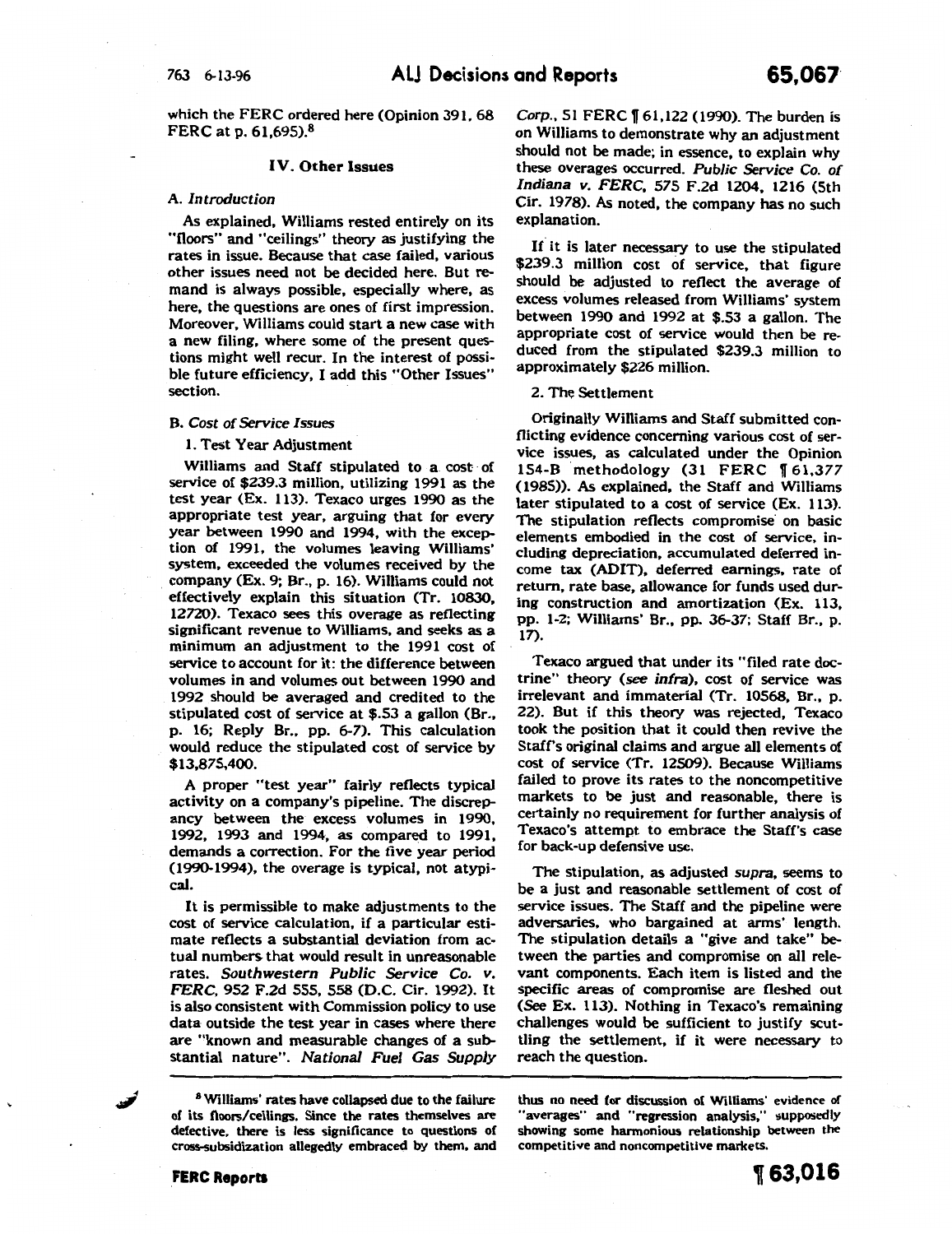which the FERC ordered here (Opinion 391, 68 FERC at p. 61,695).[8]

## IV. Other Issues

### A. Introduction

As explained, Williams rested entirely on its "floors" and "ceilings" theory as justifying the rates in issue. Because that case failed, various other issues need not be decided here. But remand is always possible, especially where, as here, the questions are ones of first impression. Moreover, Williams could start a new case with a new filing, where some of the present questions might well recur. In the interest of possible future efficiency, I add this "Other Issues" section.

### B. Cost of Service Issues

#### 1. Test Year Adjustment

Williams and Staff stipulated to a cost of service of $239.3 million, utilizing 1991 as the test year (Ex. 113). Texaco urges 1990 as the appropriate test year, arguing that for every year between 1990 and 1994, with the exception of 1991, the volumes leaving Williams' system, exceeded the volumes received by the company (Ex. 9; Br., p. 16). Williams could not effectively explain this situation (Tr. 10830, 12720). Texaco sees this overage as reflecting significant revenue to Williams, and seeks as a minimum an adjustment to the 1991 cost of service to account for it: the difference between volumes in and volumes out between 1990 and 1992 should be averaged and credited to the stipulated cost of service at $.53 a gallon (Br., p. 16; Reply Br., pp. 6-7). This calculation would reduce the stipulated cost of service by $13,875,400.

A proper "test year" fairly reflects typical activity on a company's pipeline. The discrepancy between the excess volumes in 1990, 1992, 1993 and 1994, as compared to 1991, demands a correction. For the five year period (1990-1994), the overage is typical, not atypical.

It is permissible to make adjustments to the cost of service calculation, if a particular estimate reflects a substantial deviation from actual numbers that would result in unreasonable rates. *Southwestern Public Service Co. v. FERC*, 952 F.2d 555, 558 (D.C. Cir. 1992). It is also consistent with Commission policy to use data outside the test year in cases where there are "known and measurable changes of a substantial nature". *National Fuel Gas Supply Corp.*, 51 FERC ¶ 61,122 (1990). The burden is on Williams to demonstrate why an adjustment should not be made; in essence, to explain why these overages occurred. *Public Service Co. of Indiana v. FERC*, 575 F.2d 1204, 1216 (5th Cir. 1978). As noted, the company has no such explanation.

If it is later necessary to use the stipulated $239.3 million cost of service, that figure should be adjusted to reflect the average of excess volumes released from Williams' system between 1990 and 1992 at $.53 a gallon. The appropriate cost of service would then be reduced from the stipulated $239.3 million to approximately $226 million.

#### 2. The Settlement

Originally Williams and Staff submitted conflicting evidence concerning various cost of service issues, as calculated under the Opinion 154-B methodology (31 FERC ¶ 61,377 (1985)). As explained, the Staff and Williams later stipulated to a cost of service (Ex. 113). The stipulation reflects compromise on basic elements embodied in the cost of service, including depreciation, accumulated deferred income tax (ADIT), deferred earnings, rate of return, rate base, allowance for funds used during construction and amortization (Ex. 113, pp. 1-2; Williams' Br., pp. 36-37; Staff Br., p. 17).

Texaco argued that under its "filed rate doctrine" theory (*see infra*), cost of service was irrelevant and immaterial (Tr. 10568, Br., p. 22). But if this theory was rejected, Texaco took the position that it could then revive the Staff's original claims and argue all elements of cost of service (Tr. 12509). Because Williams failed to prove its rates to the noncompetitive markets to be just and reasonable, there is certainly no requirement for further analysis of Texaco's attempt to embrace the Staff's case for back-up defensive use.

The stipulation, as adjusted *supra*, seems to be a just and reasonable settlement of cost of service issues. The Staff and the pipeline were adversaries, who bargained at arms' length. The stipulation details a "give and take" between the parties and compromise on all relevant components. Each item is listed and the specific areas of compromise are fleshed out (*See* Ex. 113). Nothing in Texaco's remaining challenges would be sufficient to justify scuttling the settlement, if it were necessary to reach the question.

---

[8] Williams' rates have collapsed due to the failure of its floors/ceilings. Since the rates themselves are defective, there is less significance to questions of cross-subsidization allegedly embraced by them, and thus no need for discussion of Williams' evidence of "averages" and "regression analysis," supposedly showing some harmonious relationship between the competitive and noncompetitive markets.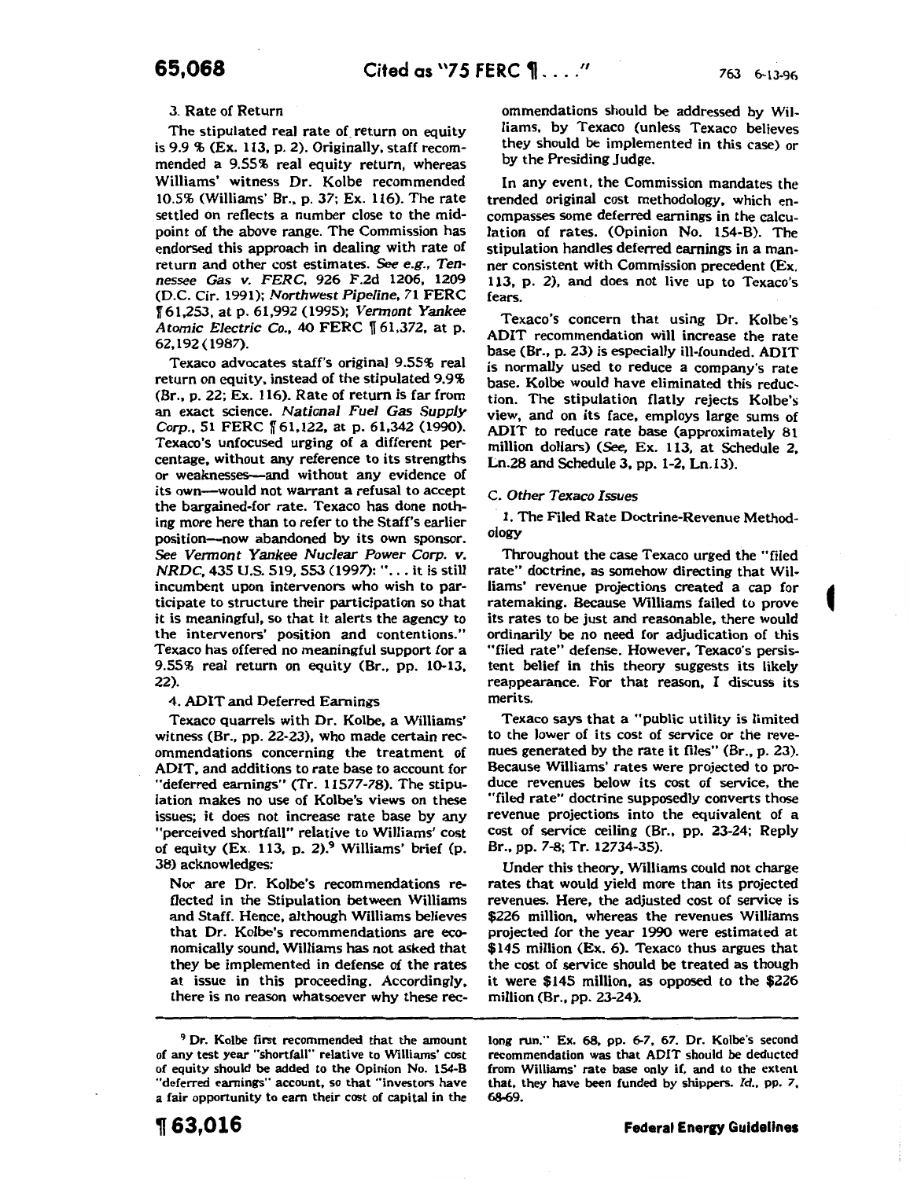3. Rate of Return

The stipulated real rate of return on equity is 9.9 % (Ex. 113, p. 2). Originally, staff recommended a 9.55% real equity return, whereas Williams' witness Dr. Kolbe recommended 10.5% (Williams' Br., p. 37; Ex. 116). The rate settled on reflects a number close to the midpoint of the above range. The Commission has endorsed this approach in dealing with rate of return and other cost estimates. *See e.g., Tennessee Gas v. FERC*, 926 F.2d 1206, 1209 (D.C. Cir. 1991); *Northwest Pipeline*, 71 FERC ¶ 61,253, at p. 61,992 (1995); *Vermont Yankee Atomic Electric Co.*, 40 FERC ¶ 61,372, at p. 62,192 (1987).

Texaco advocates staff's original 9.55% real return on equity, instead of the stipulated 9.9% (Br., p. 22; Ex. 116). Rate of return is far from an exact science. *National Fuel Gas Supply Corp.*, 51 FERC ¶ 61,122, at p. 61,342 (1990). Texaco's unfocused urging of a different percentage, without any reference to its strengths or weaknesses—and without any evidence of its own—would not warrant a refusal to accept the bargained-for rate. Texaco has done nothing more here than to refer to the Staff's earlier position—now abandoned by its own sponsor. *See Vermont Yankee Nuclear Power Corp. v. NRDC*, 435 U.S. 519, 553 (1997): "... it is still incumbent upon intervenors who wish to participate to structure their participation so that it is meaningful, so that it alerts the agency to the intervenors' position and contentions." Texaco has offered no meaningful support for a 9.55% real return on equity (Br., pp. 10-13, 22).

4. ADIT and Deferred Earnings

Texaco quarrels with Dr. Kolbe, a Williams' witness (Br., pp. 22-23), who made certain recommendations concerning the treatment of ADIT, and additions to rate base to account for "deferred earnings" (Tr. 11577-78). The stipulation makes no use of Kolbe's views on these issues; it does not increase rate base by any "perceived shortfall" relative to Williams' cost of equity (Ex. 113, p. 2).[9] Williams' brief (p. 38) acknowledges:

> Nor are Dr. Kolbe's recommendations reflected in the Stipulation between Williams and Staff. Hence, although Williams believes that Dr. Kolbe's recommendations are economically sound, Williams has not asked that they be implemented in defense of the rates at issue in this proceeding. Accordingly, there is no reason whatsoever why these recommendations should be addressed by Williams, by Texaco (unless Texaco believes they should be implemented in this case) or by the Presiding Judge.

In any event, the Commission mandates the trended original cost methodology, which encompasses some deferred earnings in the calculation of rates. (Opinion No. 154-B). The stipulation handles deferred earnings in a manner consistent with Commission precedent (Ex. 113, p. 2), and does not live up to Texaco's fears.

Texaco's concern that using Dr. Kolbe's ADIT recommendation will increase the rate base (Br., p. 23) is especially ill-founded. ADIT is normally used to reduce a company's rate base. Kolbe would have eliminated this reduction. The stipulation flatly rejects Kolbe's view, and on its face, employs large sums of ADIT to reduce rate base (approximately 81 million dollars) (*See*, Ex. 113, at Schedule 2, Ln.28 and Schedule 3, pp. 1-2, Ln.13).

C. *Other Texaco Issues*

1. The Filed Rate Doctrine-Revenue Methodology

Throughout the case Texaco urged the "filed rate" doctrine, as somehow directing that Williams' revenue projections created a cap for ratemaking. Because Williams failed to prove its rates to be just and reasonable, there would ordinarily be no need for adjudication of this "filed rate" defense. However, Texaco's persistent belief in this theory suggests its likely reappearance. For that reason, I discuss its merits.

Texaco says that a "public utility is limited to the lower of its cost of service or the revenues generated by the rate it files" (Br., p. 23). Because Williams' rates were projected to produce revenues below its cost of service, the "filed rate" doctrine supposedly converts those revenue projections into the equivalent of a cost of service ceiling (Br., pp. 23-24; Reply Br., pp. 7-8; Tr. 12734-35).

Under this theory, Williams could not charge rates that would yield more than its projected revenues. Here, the adjusted cost of service is $226 million, whereas the revenues Williams projected for the year 1990 were estimated at $145 million (Ex. 6). Texaco thus argues that the cost of service should be treated as though it were $145 million, as opposed to the $226 million (Br., pp. 23-24).

---

[9] Dr. Kolbe first recommended that the amount of any test year "shortfall" relative to Williams' cost of equity should be added to the Opinion No. 154-B "deferred earnings" account, so that "investors have a fair opportunity to earn their cost of capital in the long run." Ex. 68, pp. 6-7, 67. Dr. Kolbe's second recommendation was that ADIT should be deducted from Williams' rate base only if, and to the extent that, they have been funded by shippers. *Id.*, pp. 7, 68-69.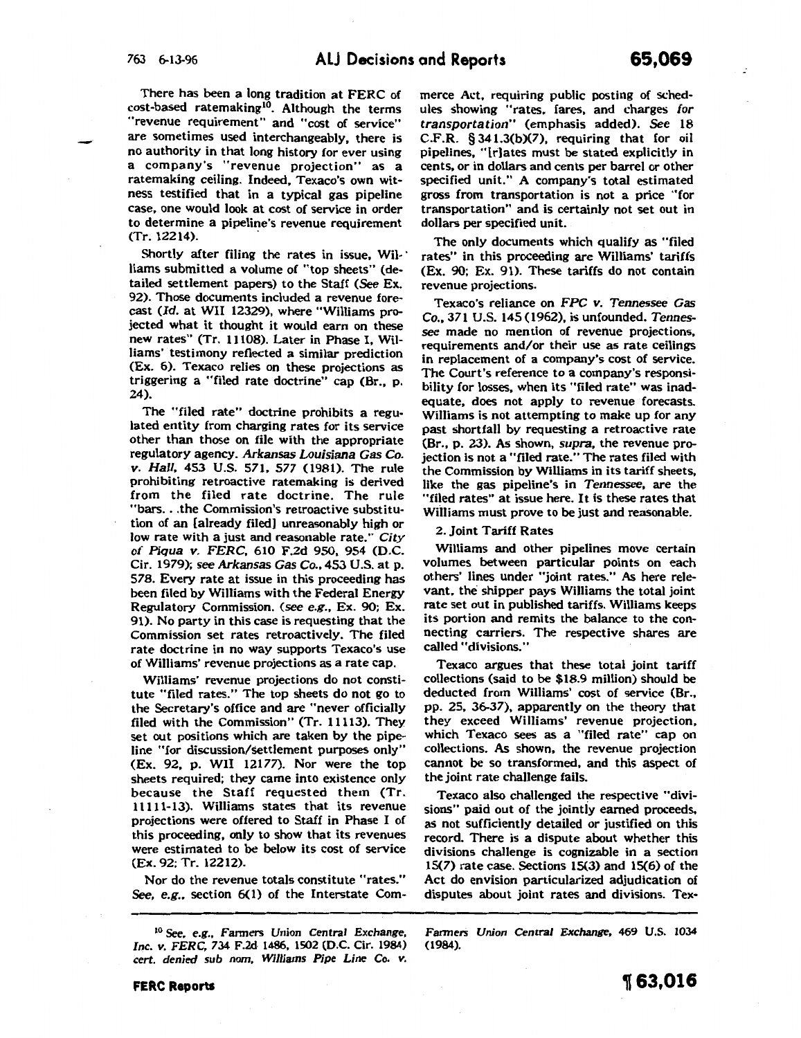There has been a long tradition at FERC of cost-based ratemaking[10]. Although the terms "revenue requirement" and "cost of service" are sometimes used interchangeably, there is no authority in that long history for ever using a company's "revenue projection" as a ratemaking ceiling. Indeed, Texaco's own witness testified that in a typical gas pipeline case, one would look at cost of service in order to determine a pipeline's revenue requirement (Tr. 12214).

Shortly after filing the rates in issue, Williams submitted a volume of "top sheets" (detailed settlement papers) to the Staff (*See* Ex. 92). Those documents included a revenue forecast (*Id.* at WII 12329), where "Williams projected what it thought it would earn on these new rates" (Tr. 11108). Later in Phase I, Williams' testimony reflected a similar prediction (Ex. 6). Texaco relies on these projections as triggering a "filed rate doctrine" cap (Br., p. 24).

The "filed rate" doctrine prohibits a regulated entity from charging rates for its service other than those on file with the appropriate regulatory agency. *Arkansas Louisiana Gas Co. v. Hall*, 453 U.S. 571, 577 (1981). The rule prohibiting retroactive ratemaking is derived from the filed rate doctrine. The rule "bars. . .the Commission's retroactive substitution of an [already filed] unreasonably high or low rate with a just and reasonable rate." *City of Piqua v. FERC*, 610 F.2d 950, 954 (D.C. Cir. 1979); *see Arkansas Gas Co.*, 453 U.S. at p. 578. Every rate at issue in this proceeding has been filed by Williams with the Federal Energy Regulatory Commission. (*see e.g.*, Ex. 90; Ex. 91). No party in this case is requesting that the Commission set rates retroactively. The filed rate doctrine in no way supports Texaco's use of Williams' revenue projections as a rate cap.

Williams' revenue projections do not constitute "filed rates." The top sheets do not go to the Secretary's office and are "never officially filed with the Commission" (Tr. 11113). They set out positions which are taken by the pipeline "for discussion/settlement purposes only" (Ex. 92, p. WII 12177). Nor were the top sheets required; they came into existence only because the Staff requested them (Tr. 11111-13). Williams states that its revenue projections were offered to Staff in Phase I of this proceeding, only to show that its revenues were estimated to be below its cost of service (Ex. 92; Tr. 12212).

Nor do the revenue totals constitute "rates." *See, e.g.*, section 6(1) of the Interstate Commerce Act, requiring public posting of schedules showing "rates, fares, and charges *for transportation*" (emphasis added). *See* 18 C.F.R. § 341.3(b)(7), requiring that for oil pipelines, "[r]ates must be stated explicitly in cents, or in dollars and cents per barrel or other specified unit." A company's total estimated gross from transportation is not a price "for transportation" and is certainly not set out in dollars per specified unit.

The only documents which qualify as "filed rates" in this proceeding are Williams' tariffs (Ex. 90; Ex. 91). These tariffs do not contain revenue projections.

Texaco's reliance on *FPC v. Tennessee Gas Co.*, 371 U.S. 145 (1962), is unfounded. *Tennessee* made no mention of revenue projections, requirements and/or their use as rate ceilings in replacement of a company's cost of service. The Court's reference to a company's responsibility for losses, when its "filed rate" was inadequate, does not apply to revenue forecasts. Williams is not attempting to make up for any past shortfall by requesting a retroactive rate (Br., p. 23). As shown, *supra*, the revenue projection is not a "filed rate." The rates filed with the Commission by Williams in its tariff sheets, like the gas pipeline's in *Tennessee*, are the "filed rates" at issue here. It is these rates that Williams must prove to be just and reasonable.

2. Joint Tariff Rates

Williams and other pipelines move certain volumes between particular points on each others' lines under "joint rates." As here relevant, the shipper pays Williams the total joint rate set out in published tariffs. Williams keeps its portion and remits the balance to the connecting carriers. The respective shares are called "divisions."

Texaco argues that these total joint tariff collections (said to be $18.9 million) should be deducted from Williams' cost of service (Br., pp. 25, 36-37), apparently on the theory that they exceed Williams' revenue projection, which Texaco sees as a "filed rate" cap on collections. As shown, the revenue projection cannot be so transformed, and this aspect of the joint rate challenge fails.

Texaco also challenged the respective "divisions" paid out of the jointly earned proceeds, as not sufficiently detailed or justified on this record. There is a dispute about whether this divisions challenge is cognizable in a section 15(7) rate case. Sections 15(3) and 15(6) of the Act do envision particularized adjudication of disputes about joint rates and divisions. Tex-

[10] *See, e.g., Farmers Union Central Exchange, Inc. v. FERC*, 734 F.2d 1486, 1502 (D.C. Cir. 1984) *cert. denied sub nom, Williams Pipe Line Co. v. Farmers Union Central Exchange*, 469 U.S. 1034 (1984).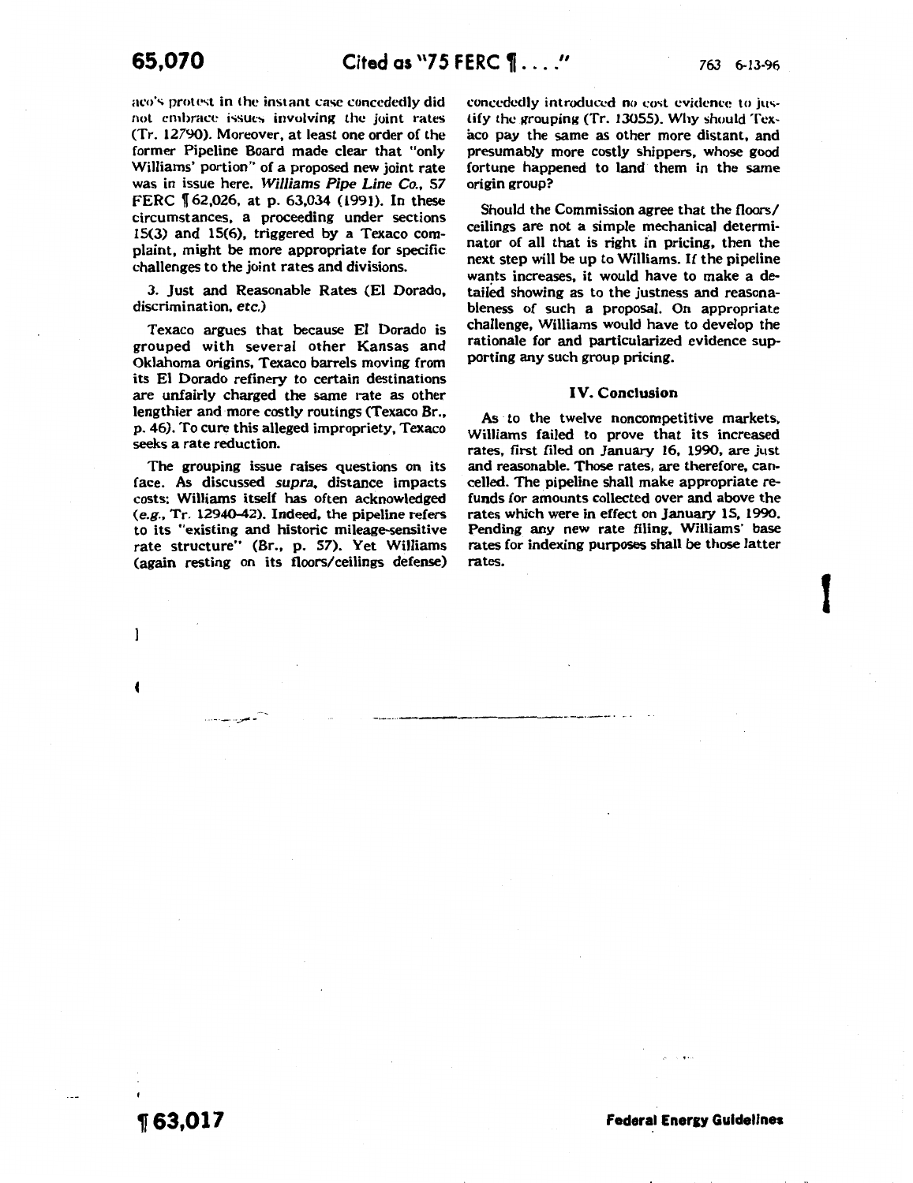aco's protest in the instant case concededly did not embrace issues involving the joint rates (Tr. 12790). Moreover, at least one order of the former Pipeline Board made clear that "only Williams' portion" of a proposed new joint rate was in issue here. *Williams Pipe Line Co.*, 57 FERC ¶ 62,026, at p. 63,034 (1991). In these circumstances, a proceeding under sections 15(3) and 15(6), triggered by a Texaco complaint, might be more appropriate for specific challenges to the joint rates and divisions.

3. Just and Reasonable Rates (El Dorado, discrimination, *etc.*)

Texaco argues that because El Dorado is grouped with several other Kansas and Oklahoma origins, Texaco barrels moving from its El Dorado refinery to certain destinations are unfairly charged the same rate as other lengthier and more costly routings (Texaco Br., p. 46). To cure this alleged impropriety, Texaco seeks a rate reduction.

The grouping issue raises questions on its face. As discussed *supra*, distance impacts costs: Williams itself has often acknowledged (*e.g.*, Tr. 12940-42). Indeed, the pipeline refers to its "existing and historic mileage-sensitive rate structure" (Br., p. 57). Yet Williams (again resting on its floors/ceilings defense) concededly introduced no cost evidence to justify the grouping (Tr. 13055). Why should Texaco pay the same as other more distant, and presumably more costly shippers, whose good fortune happened to land them in the same origin group?

Should the Commission agree that the floors/ceilings are not a simple mechanical determinator of all that is right in pricing, then the next step will be up to Williams. If the pipeline wants increases, it would have to make a detailed showing as to the justness and reasonableness of such a proposal. On appropriate challenge, Williams would have to develop the rationale for and particularized evidence supporting any such group pricing.

## IV. Conclusion

As to the twelve noncompetitive markets, Williams failed to prove that its increased rates, first filed on January 16, 1990, are just and reasonable. Those rates, are therefore, cancelled. The pipeline shall make appropriate refunds for amounts collected over and above the rates which were in effect on January 15, 1990. Pending any new rate filing, Williams' base rates for indexing purposes shall be those latter rates.